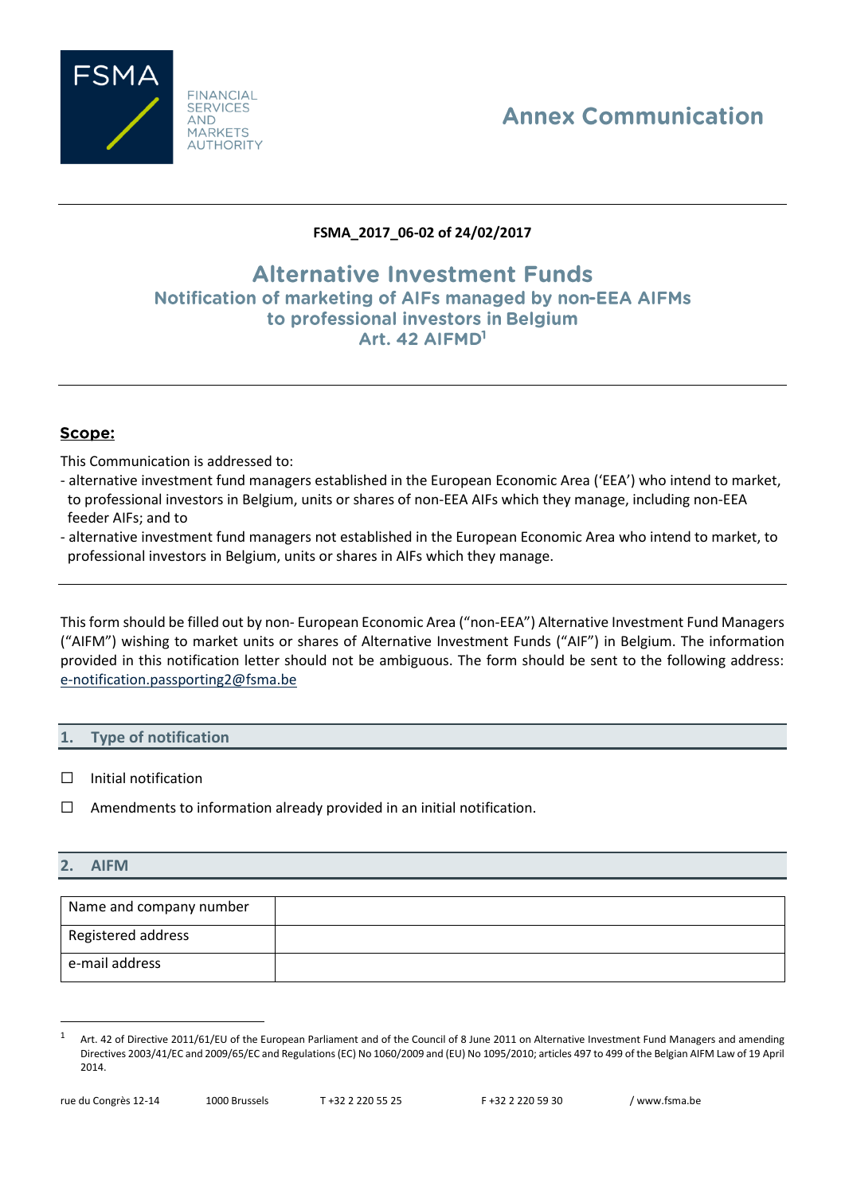FSMA

FINANCIAL SERVICES AND MARKETS AUTHORITY

# Annex Communication

**FSMA_2017_06-02 of 24/02/2017**

## Alternative Investment Funds
### Notification of marketing of AIFs managed by non-EEA AIFMs to professional investors in Belgium
### Art. 42 AIFMD[1]

## Scope:

This Communication is addressed to:

- alternative investment fund managers established in the European Economic Area ('EEA') who intend to market, to professional investors in Belgium, units or shares of non-EEA AIFs which they manage, including non-EEA feeder AIFs; and to
- alternative investment fund managers not established in the European Economic Area who intend to market, to professional investors in Belgium, units or shares in AIFs which they manage.

This form should be filled out by non- European Economic Area ("non-EEA") Alternative Investment Fund Managers ("AIFM") wishing to market units or shares of Alternative Investment Funds ("AIF") in Belgium. The information provided in this notification letter should not be ambiguous. The form should be sent to the following address: e-notification.passporting2@fsma.be

## 1. Type of notification

☐ Initial notification

☐ Amendments to information already provided in an initial notification.

## 2. AIFM

| Name and company number | |
|---|---|
| Registered address | |
| e-mail address | |

[1] Art. 42 of Directive 2011/61/EU of the European Parliament and of the Council of 8 June 2011 on Alternative Investment Fund Managers and amending Directives 2003/41/EC and 2009/65/EC and Regulations (EC) No 1060/2009 and (EU) No 1095/2010; articles 497 to 499 of the Belgian AIFM Law of 19 April 2014.

rue du Congrès 12-14 1000 Brussels T +32 2 220 55 25 F +32 2 220 59 30 / www.fsma.be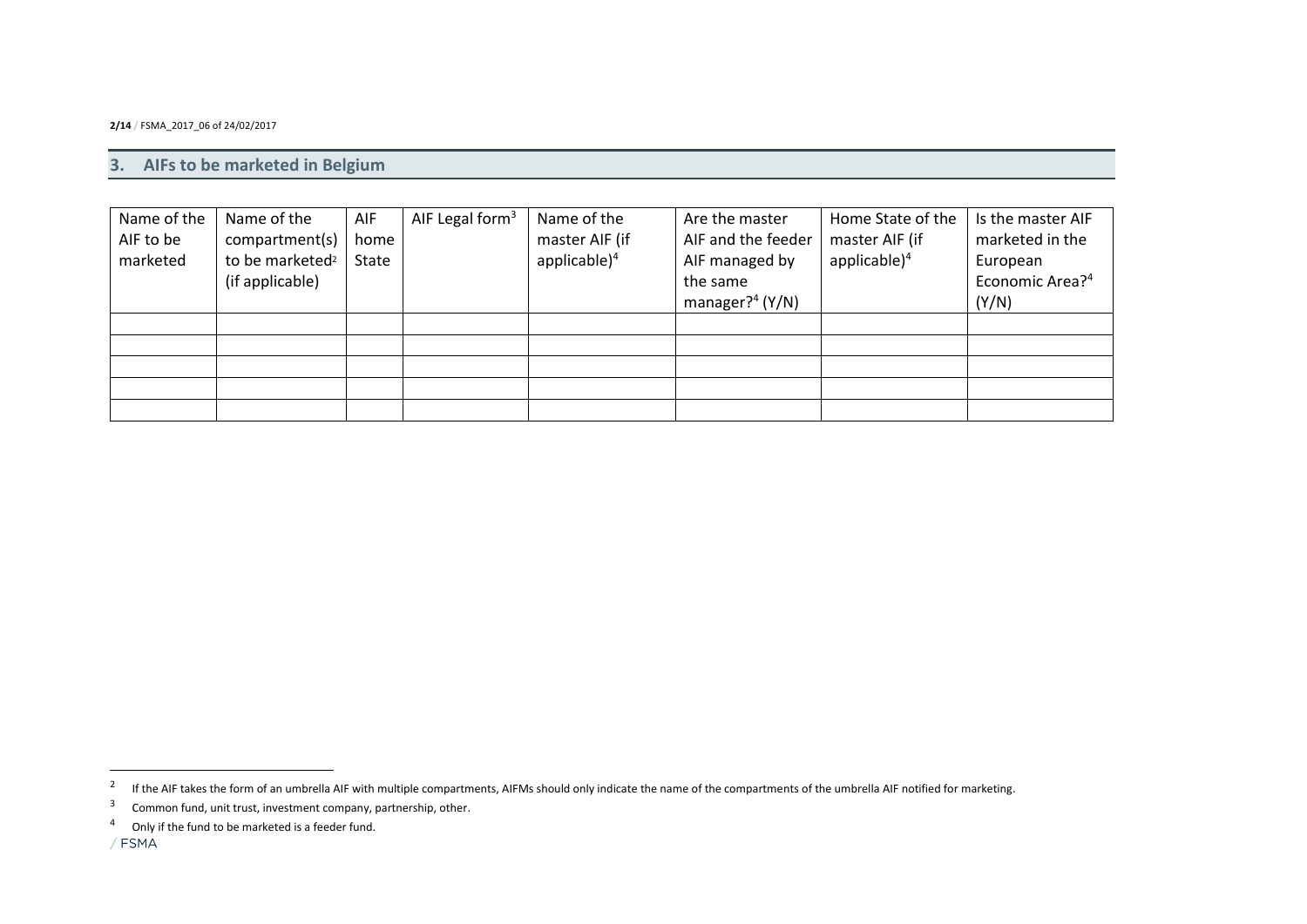## 3. AIFs to be marketed in Belgium

| Name of the AIF to be marketed | Name of the compartment(s) to be marketed[2] (if applicable) | AIF home State | AIF Legal form[3] | Name of the master AIF (if applicable)[4] | Are the master AIF and the feeder AIF managed by the same manager?[4] (Y/N) | Home State of the master AIF (if applicable)[4] | Is the master AIF marketed in the European Economic Area?[4] (Y/N) |
|---|---|---|---|---|---|---|---|
| | | | | | | | |
| | | | | | | | |
| | | | | | | | |
| | | | | | | | |
| | | | | | | | |

---

[2] If the AIF takes the form of an umbrella AIF with multiple compartments, AIFMs should only indicate the name of the compartments of the umbrella AIF notified for marketing.

[3] Common fund, unit trust, investment company, partnership, other.

[4] Only if the fund to be marketed is a feeder fund.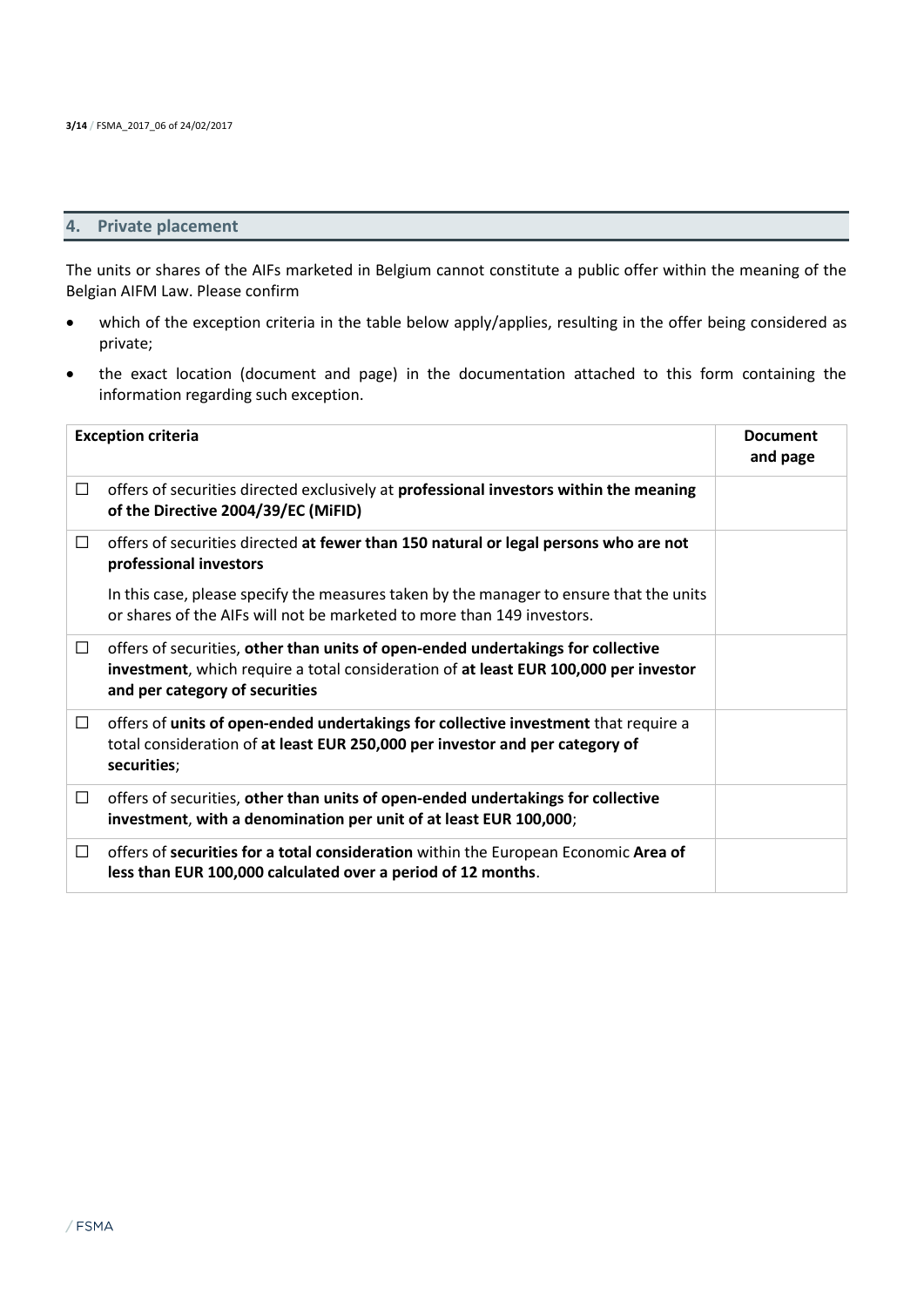## 4. Private placement

The units or shares of the AIFs marketed in Belgium cannot constitute a public offer within the meaning of the Belgian AIFM Law. Please confirm

- which of the exception criteria in the table below apply/applies, resulting in the offer being considered as private;
- the exact location (document and page) in the documentation attached to this form containing the information regarding such exception.

| Exception criteria | Document and page |
|---|---|
| ☐ offers of securities directed exclusively at **professional investors within the meaning of the Directive 2004/39/EC (MiFID)** | |
| ☐ offers of securities directed **at fewer than 150 natural or legal persons who are not professional investors**<br><br>In this case, please specify the measures taken by the manager to ensure that the units or shares of the AIFs will not be marketed to more than 149 investors. | |
| ☐ offers of securities, **other than units of open-ended undertakings for collective investment**, which require a total consideration of **at least EUR 100,000 per investor and per category of securities** | |
| ☐ offers of **units of open-ended undertakings for collective investment** that require a total consideration of **at least EUR 250,000 per investor and per category of securities**; | |
| ☐ offers of securities, **other than units of open-ended undertakings for collective investment**, **with a denomination per unit of at least EUR 100,000**; | |
| ☐ offers of **securities for a total consideration** within the European Economic **Area of less than EUR 100,000 calculated over a period of 12 months**. | |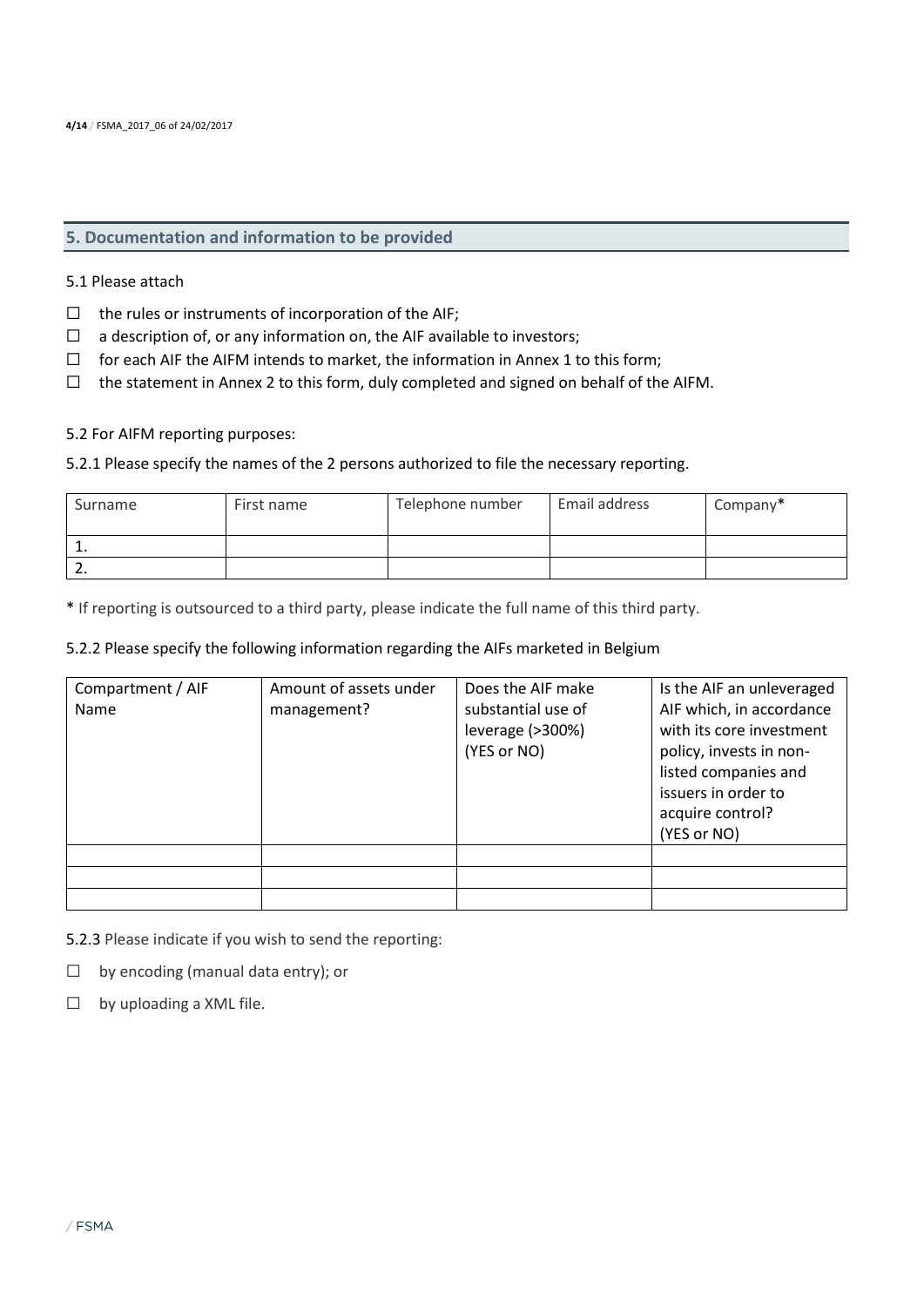## 5. Documentation and information to be provided

5.1 Please attach

- ☐ the rules or instruments of incorporation of the AIF;
- ☐ a description of, or any information on, the AIF available to investors;
- ☐ for each AIF the AIFM intends to market, the information in Annex 1 to this form;
- ☐ the statement in Annex 2 to this form, duly completed and signed on behalf of the AIFM.

5.2 For AIFM reporting purposes:

5.2.1 Please specify the names of the 2 persons authorized to file the necessary reporting.

| Surname | First name | Telephone number | Email address | Company* |
|---|---|---|---|---|
| 1. | | | | |
| 2. | | | | |

* If reporting is outsourced to a third party, please indicate the full name of this third party.

5.2.2 Please specify the following information regarding the AIFs marketed in Belgium

| Compartment / AIF Name | Amount of assets under management? | Does the AIF make substantial use of leverage (>300%) (YES or NO) | Is the AIF an unleveraged AIF which, in accordance with its core investment policy, invests in non-listed companies and issuers in order to acquire control? (YES or NO) |
|---|---|---|---|
| | | | |
| | | | |
| | | | |

5.2.3 Please indicate if you wish to send the reporting:

- ☐ by encoding (manual data entry); or
- ☐ by uploading a XML file.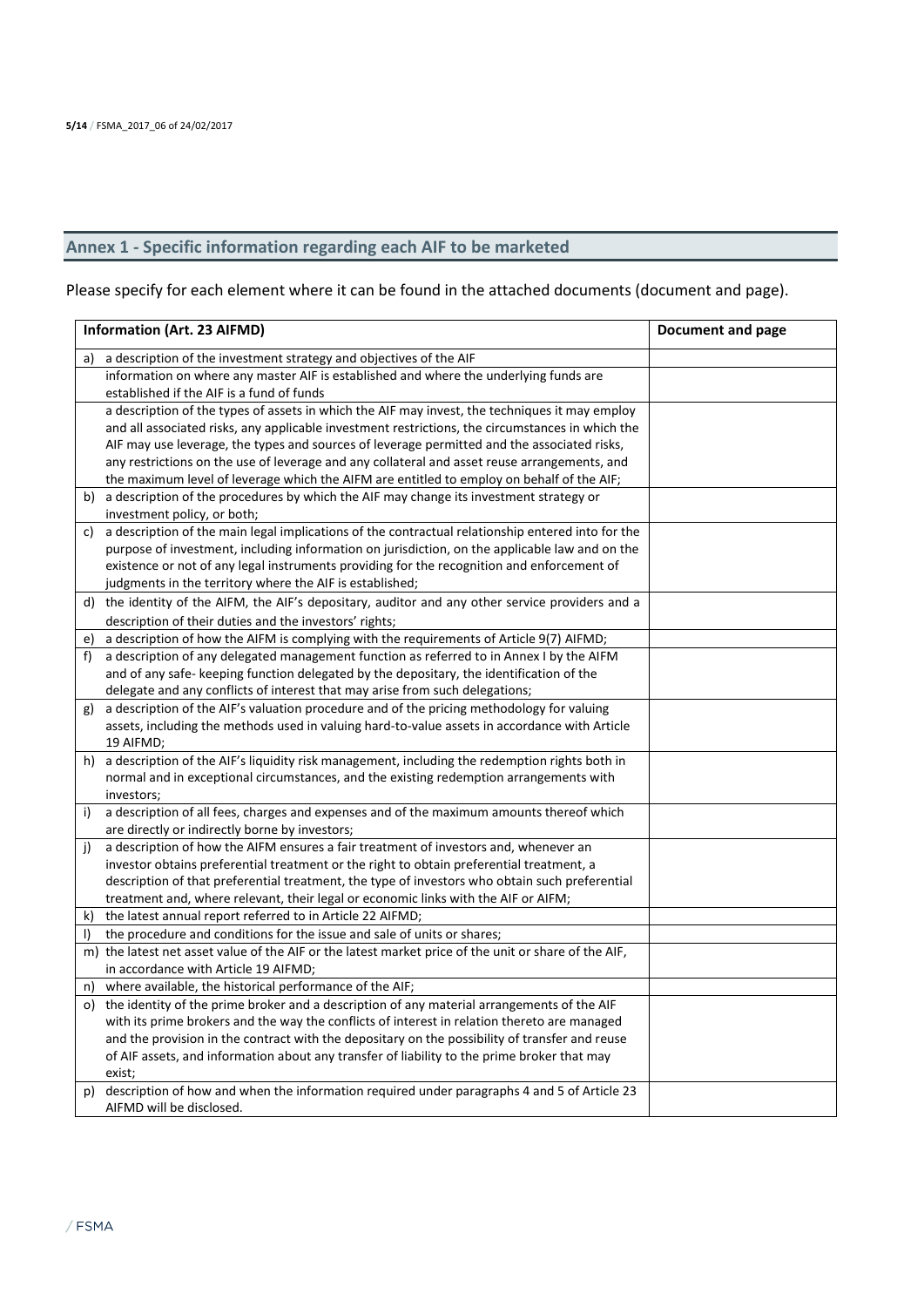## Annex 1 - Specific information regarding each AIF to be marketed

Please specify for each element where it can be found in the attached documents (document and page).

| Information (Art. 23 AIFMD) | Document and page |
|---|---|
| a) a description of the investment strategy and objectives of the AIF | |
| information on where any master AIF is established and where the underlying funds are established if the AIF is a fund of funds | |
| a description of the types of assets in which the AIF may invest, the techniques it may employ and all associated risks, any applicable investment restrictions, the circumstances in which the AIF may use leverage, the types and sources of leverage permitted and the associated risks, any restrictions on the use of leverage and any collateral and asset reuse arrangements, and the maximum level of leverage which the AIFM are entitled to employ on behalf of the AIF; | |
| b) a description of the procedures by which the AIF may change its investment strategy or investment policy, or both; | |
| c) a description of the main legal implications of the contractual relationship entered into for the purpose of investment, including information on jurisdiction, on the applicable law and on the existence or not of any legal instruments providing for the recognition and enforcement of judgments in the territory where the AIF is established; | |
| d) the identity of the AIFM, the AIF's depositary, auditor and any other service providers and a description of their duties and the investors' rights; | |
| e) a description of how the AIFM is complying with the requirements of Article 9(7) AIFMD; | |
| f) a description of any delegated management function as referred to in Annex I by the AIFM and of any safe- keeping function delegated by the depositary, the identification of the delegate and any conflicts of interest that may arise from such delegations; | |
| g) a description of the AIF's valuation procedure and of the pricing methodology for valuing assets, including the methods used in valuing hard-to-value assets in accordance with Article 19 AIFMD; | |
| h) a description of the AIF's liquidity risk management, including the redemption rights both in normal and in exceptional circumstances, and the existing redemption arrangements with investors; | |
| i) a description of all fees, charges and expenses and of the maximum amounts thereof which are directly or indirectly borne by investors; | |
| j) a description of how the AIFM ensures a fair treatment of investors and, whenever an investor obtains preferential treatment or the right to obtain preferential treatment, a description of that preferential treatment, the type of investors who obtain such preferential treatment and, where relevant, their legal or economic links with the AIF or AIFM; | |
| k) the latest annual report referred to in Article 22 AIFMD; | |
| l) the procedure and conditions for the issue and sale of units or shares; | |
| m) the latest net asset value of the AIF or the latest market price of the unit or share of the AIF, in accordance with Article 19 AIFMD; | |
| n) where available, the historical performance of the AIF; | |
| o) the identity of the prime broker and a description of any material arrangements of the AIF with its prime brokers and the way the conflicts of interest in relation thereto are managed and the provision in the contract with the depositary on the possibility of transfer and reuse of AIF assets, and information about any transfer of liability to the prime broker that may exist; | |
| p) description of how and when the information required under paragraphs 4 and 5 of Article 23 AIFMD will be disclosed. | |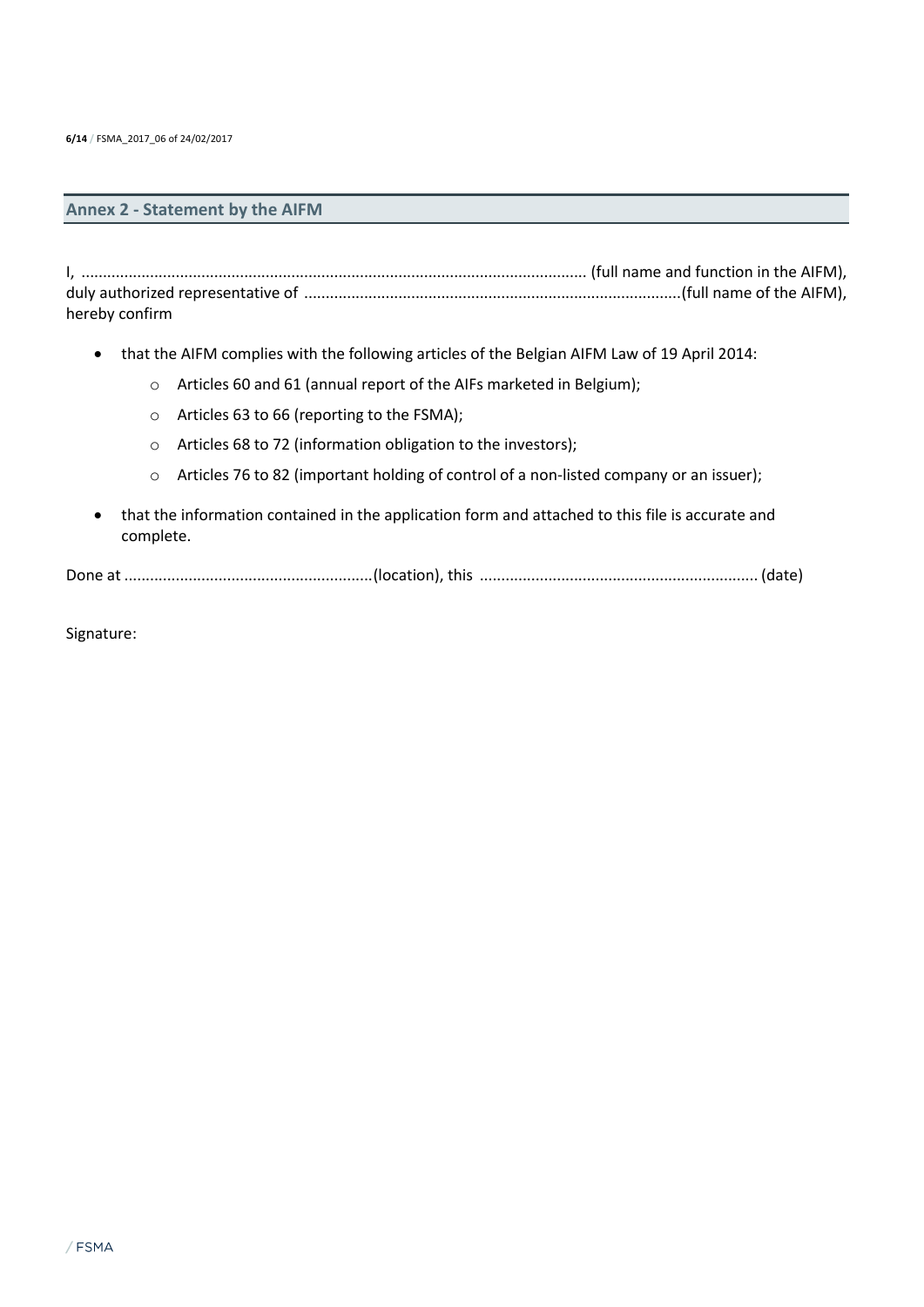## Annex 2 - Statement by the AIFM

I, ...................................................................................................................... (full name and function in the AIFM), duly authorized representative of .......................................................................................(full name of the AIFM), hereby confirm

- that the AIFM complies with the following articles of the Belgian AIFM Law of 19 April 2014:
  - Articles 60 and 61 (annual report of the AIFs marketed in Belgium);
  - Articles 63 to 66 (reporting to the FSMA);
  - Articles 68 to 72 (information obligation to the investors);
  - Articles 76 to 82 (important holding of control of a non-listed company or an issuer);
- that the information contained in the application form and attached to this file is accurate and complete.

Done at ..........................................................(location), this ................................................................ (date)

Signature: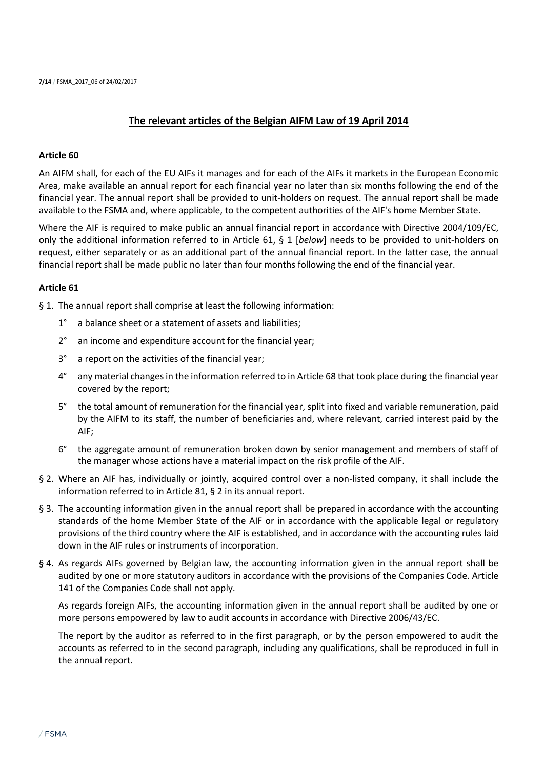## The relevant articles of the Belgian AIFM Law of 19 April 2014

### Article 60

An AIFM shall, for each of the EU AIFs it manages and for each of the AIFs it markets in the European Economic Area, make available an annual report for each financial year no later than six months following the end of the financial year. The annual report shall be provided to unit-holders on request. The annual report shall be made available to the FSMA and, where applicable, to the competent authorities of the AIF's home Member State.

Where the AIF is required to make public an annual financial report in accordance with Directive 2004/109/EC, only the additional information referred to in Article 61, § 1 [*below*] needs to be provided to unit-holders on request, either separately or as an additional part of the annual financial report. In the latter case, the annual financial report shall be made public no later than four months following the end of the financial year.

### Article 61

§ 1. The annual report shall comprise at least the following information:

1° a balance sheet or a statement of assets and liabilities;

2° an income and expenditure account for the financial year;

3° a report on the activities of the financial year;

4° any material changes in the information referred to in Article 68 that took place during the financial year covered by the report;

5° the total amount of remuneration for the financial year, split into fixed and variable remuneration, paid by the AIFM to its staff, the number of beneficiaries and, where relevant, carried interest paid by the AIF;

6° the aggregate amount of remuneration broken down by senior management and members of staff of the manager whose actions have a material impact on the risk profile of the AIF.

§ 2. Where an AIF has, individually or jointly, acquired control over a non-listed company, it shall include the information referred to in Article 81, § 2 in its annual report.

§ 3. The accounting information given in the annual report shall be prepared in accordance with the accounting standards of the home Member State of the AIF or in accordance with the applicable legal or regulatory provisions of the third country where the AIF is established, and in accordance with the accounting rules laid down in the AIF rules or instruments of incorporation.

§ 4. As regards AIFs governed by Belgian law, the accounting information given in the annual report shall be audited by one or more statutory auditors in accordance with the provisions of the Companies Code. Article 141 of the Companies Code shall not apply.

As regards foreign AIFs, the accounting information given in the annual report shall be audited by one or more persons empowered by law to audit accounts in accordance with Directive 2006/43/EC.

The report by the auditor as referred to in the first paragraph, or by the person empowered to audit the accounts as referred to in the second paragraph, including any qualifications, shall be reproduced in full in the annual report.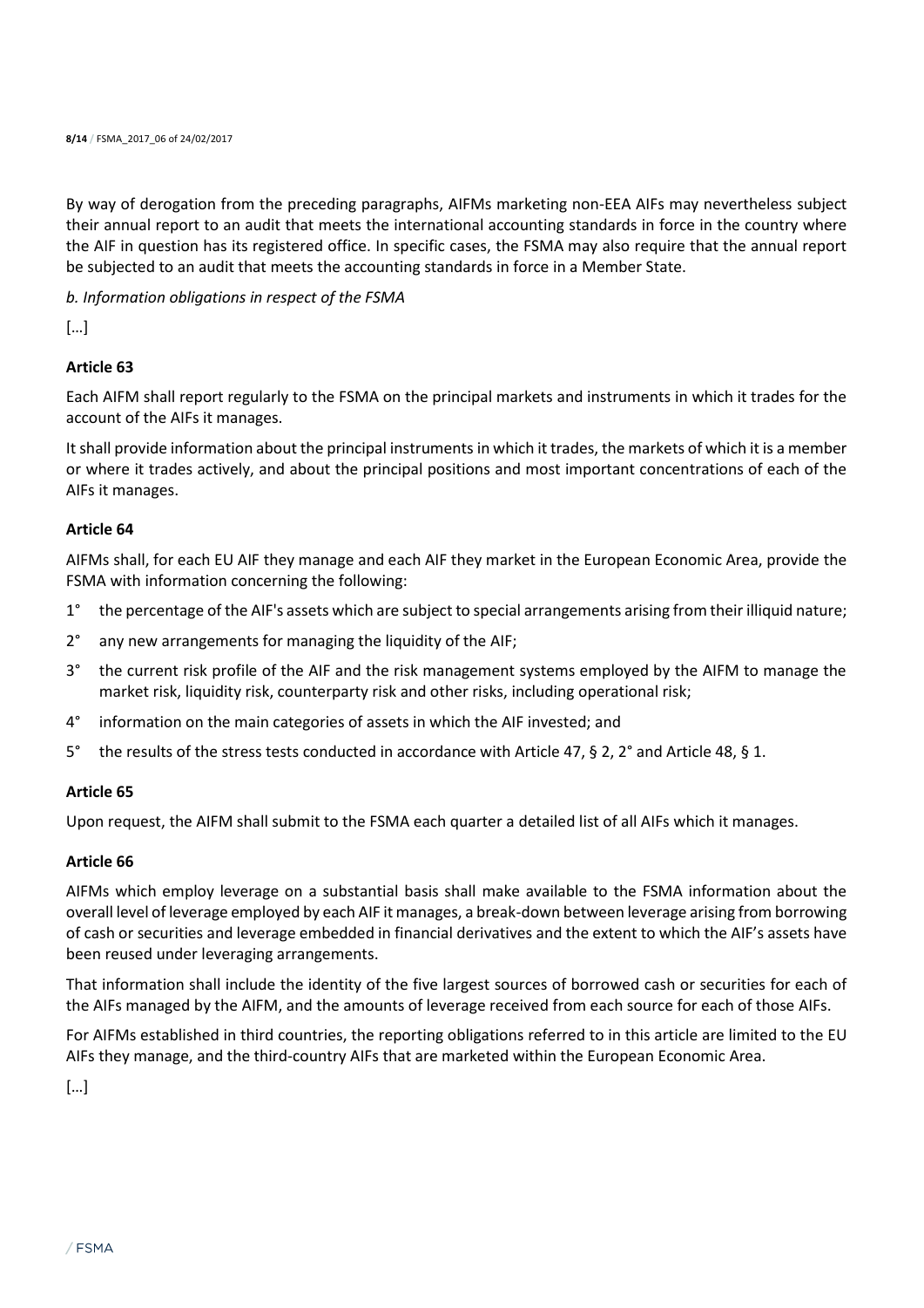By way of derogation from the preceding paragraphs, AIFMs marketing non-EEA AIFs may nevertheless subject their annual report to an audit that meets the international accounting standards in force in the country where the AIF in question has its registered office. In specific cases, the FSMA may also require that the annual report be subjected to an audit that meets the accounting standards in force in a Member State.

*b. Information obligations in respect of the FSMA*

[…]

**Article 63**

Each AIFM shall report regularly to the FSMA on the principal markets and instruments in which it trades for the account of the AIFs it manages.

It shall provide information about the principal instruments in which it trades, the markets of which it is a member or where it trades actively, and about the principal positions and most important concentrations of each of the AIFs it manages.

**Article 64**

AIFMs shall, for each EU AIF they manage and each AIF they market in the European Economic Area, provide the FSMA with information concerning the following:

1° the percentage of the AIF's assets which are subject to special arrangements arising from their illiquid nature;

2° any new arrangements for managing the liquidity of the AIF;

3° the current risk profile of the AIF and the risk management systems employed by the AIFM to manage the market risk, liquidity risk, counterparty risk and other risks, including operational risk;

4° information on the main categories of assets in which the AIF invested; and

5° the results of the stress tests conducted in accordance with Article 47, § 2, 2° and Article 48, § 1.

**Article 65**

Upon request, the AIFM shall submit to the FSMA each quarter a detailed list of all AIFs which it manages.

**Article 66**

AIFMs which employ leverage on a substantial basis shall make available to the FSMA information about the overall level of leverage employed by each AIF it manages, a break-down between leverage arising from borrowing of cash or securities and leverage embedded in financial derivatives and the extent to which the AIF's assets have been reused under leveraging arrangements.

That information shall include the identity of the five largest sources of borrowed cash or securities for each of the AIFs managed by the AIFM, and the amounts of leverage received from each source for each of those AIFs.

For AIFMs established in third countries, the reporting obligations referred to in this article are limited to the EU AIFs they manage, and the third-country AIFs that are marketed within the European Economic Area.

[…]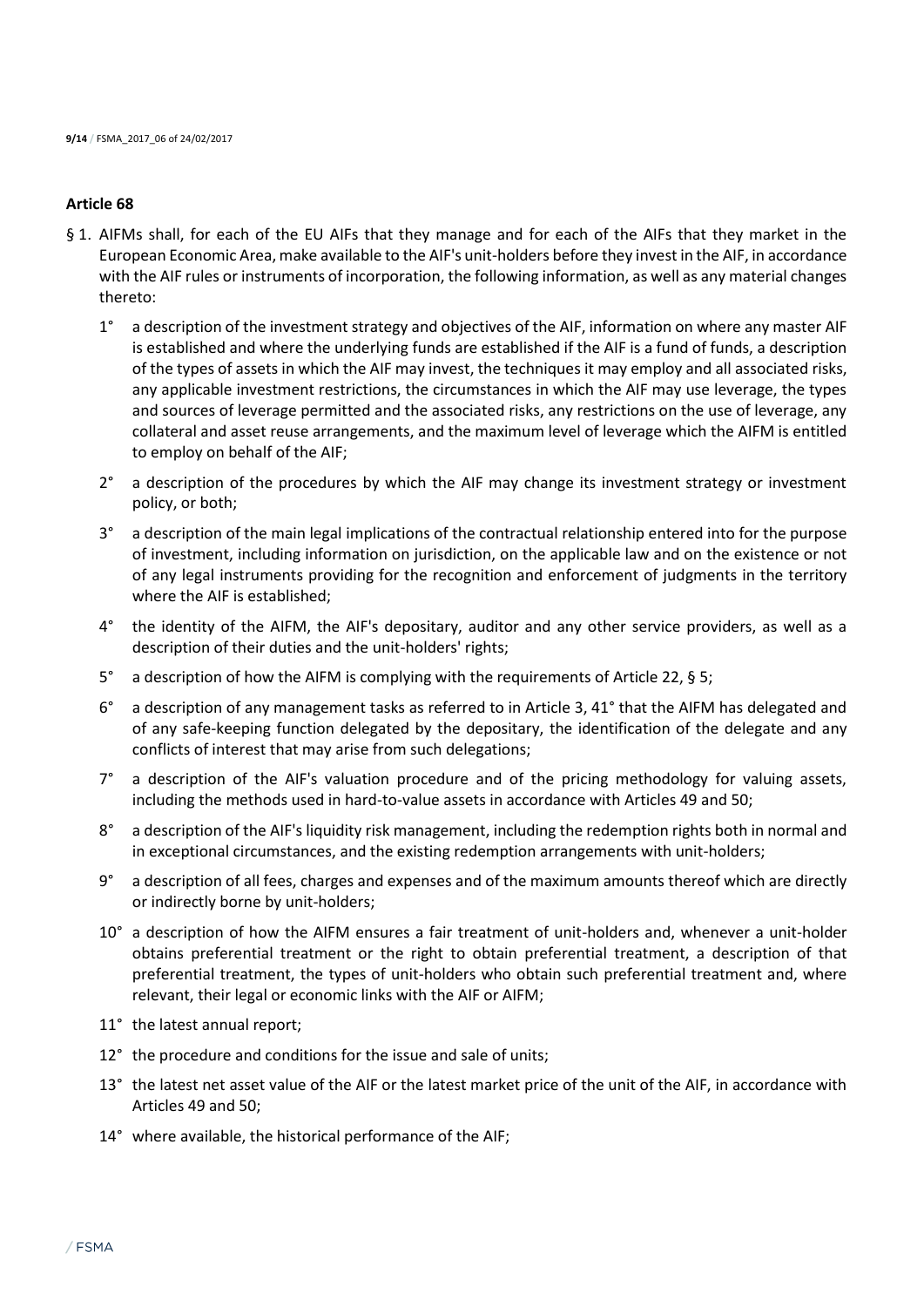**Article 68**

§ 1. AIFMs shall, for each of the EU AIFs that they manage and for each of the AIFs that they market in the European Economic Area, make available to the AIF's unit-holders before they invest in the AIF, in accordance with the AIF rules or instruments of incorporation, the following information, as well as any material changes thereto:

1° a description of the investment strategy and objectives of the AIF, information on where any master AIF is established and where the underlying funds are established if the AIF is a fund of funds, a description of the types of assets in which the AIF may invest, the techniques it may employ and all associated risks, any applicable investment restrictions, the circumstances in which the AIF may use leverage, the types and sources of leverage permitted and the associated risks, any restrictions on the use of leverage, any collateral and asset reuse arrangements, and the maximum level of leverage which the AIFM is entitled to employ on behalf of the AIF;

2° a description of the procedures by which the AIF may change its investment strategy or investment policy, or both;

3° a description of the main legal implications of the contractual relationship entered into for the purpose of investment, including information on jurisdiction, on the applicable law and on the existence or not of any legal instruments providing for the recognition and enforcement of judgments in the territory where the AIF is established;

4° the identity of the AIFM, the AIF's depositary, auditor and any other service providers, as well as a description of their duties and the unit-holders' rights;

5° a description of how the AIFM is complying with the requirements of Article 22, § 5;

6° a description of any management tasks as referred to in Article 3, 41° that the AIFM has delegated and of any safe-keeping function delegated by the depositary, the identification of the delegate and any conflicts of interest that may arise from such delegations;

7° a description of the AIF's valuation procedure and of the pricing methodology for valuing assets, including the methods used in hard-to-value assets in accordance with Articles 49 and 50;

8° a description of the AIF's liquidity risk management, including the redemption rights both in normal and in exceptional circumstances, and the existing redemption arrangements with unit-holders;

9° a description of all fees, charges and expenses and of the maximum amounts thereof which are directly or indirectly borne by unit-holders;

10° a description of how the AIFM ensures a fair treatment of unit-holders and, whenever a unit-holder obtains preferential treatment or the right to obtain preferential treatment, a description of that preferential treatment, the types of unit-holders who obtain such preferential treatment and, where relevant, their legal or economic links with the AIF or AIFM;

11° the latest annual report;

12° the procedure and conditions for the issue and sale of units;

13° the latest net asset value of the AIF or the latest market price of the unit of the AIF, in accordance with Articles 49 and 50;

14° where available, the historical performance of the AIF;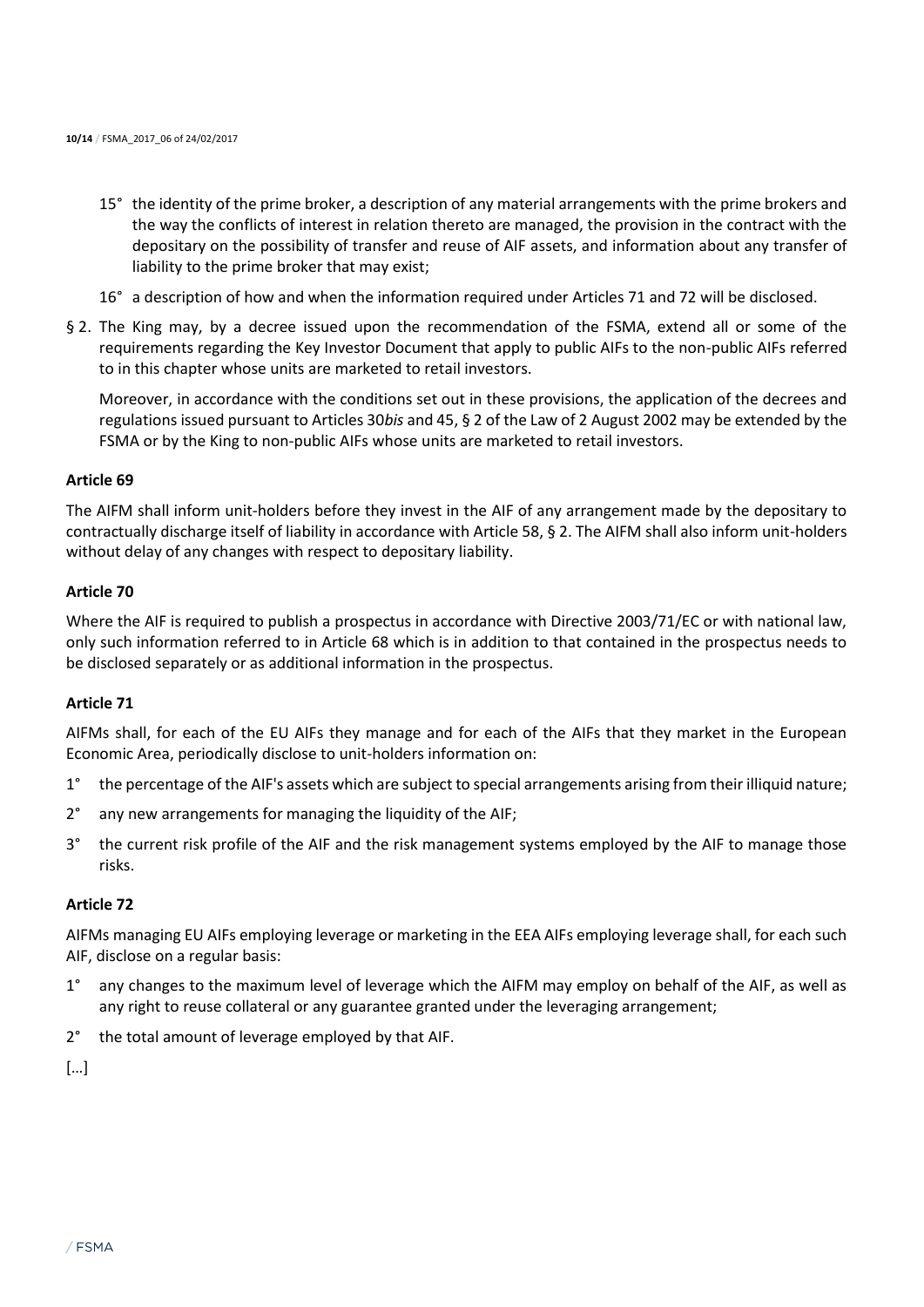15° the identity of the prime broker, a description of any material arrangements with the prime brokers and the way the conflicts of interest in relation thereto are managed, the provision in the contract with the depositary on the possibility of transfer and reuse of AIF assets, and information about any transfer of liability to the prime broker that may exist;

16° a description of how and when the information required under Articles 71 and 72 will be disclosed.

§ 2. The King may, by a decree issued upon the recommendation of the FSMA, extend all or some of the requirements regarding the Key Investor Document that apply to public AIFs to the non-public AIFs referred to in this chapter whose units are marketed to retail investors.

Moreover, in accordance with the conditions set out in these provisions, the application of the decrees and regulations issued pursuant to Articles 30*bis* and 45, § 2 of the Law of 2 August 2002 may be extended by the FSMA or by the King to non-public AIFs whose units are marketed to retail investors.

**Article 69**

The AIFM shall inform unit-holders before they invest in the AIF of any arrangement made by the depositary to contractually discharge itself of liability in accordance with Article 58, § 2. The AIFM shall also inform unit-holders without delay of any changes with respect to depositary liability.

**Article 70**

Where the AIF is required to publish a prospectus in accordance with Directive 2003/71/EC or with national law, only such information referred to in Article 68 which is in addition to that contained in the prospectus needs to be disclosed separately or as additional information in the prospectus.

**Article 71**

AIFMs shall, for each of the EU AIFs they manage and for each of the AIFs that they market in the European Economic Area, periodically disclose to unit-holders information on:

1° the percentage of the AIF's assets which are subject to special arrangements arising from their illiquid nature;

2° any new arrangements for managing the liquidity of the AIF;

3° the current risk profile of the AIF and the risk management systems employed by the AIF to manage those risks.

**Article 72**

AIFMs managing EU AIFs employing leverage or marketing in the EEA AIFs employing leverage shall, for each such AIF, disclose on a regular basis:

1° any changes to the maximum level of leverage which the AIFM may employ on behalf of the AIF, as well as any right to reuse collateral or any guarantee granted under the leveraging arrangement;

2° the total amount of leverage employed by that AIF.

[…]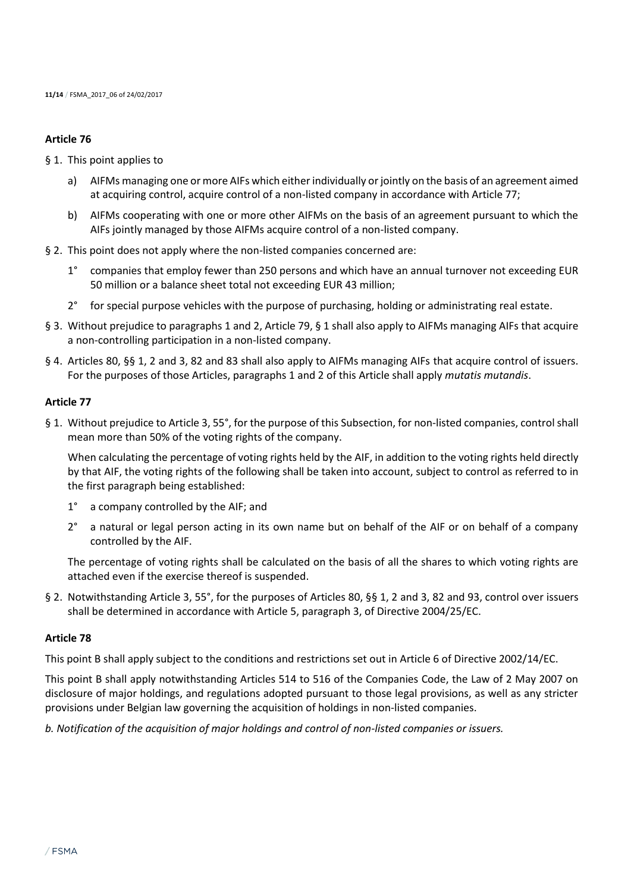**Article 76**

§ 1. This point applies to

   a) AIFMs managing one or more AIFs which either individually or jointly on the basis of an agreement aimed at acquiring control, acquire control of a non-listed company in accordance with Article 77;

   b) AIFMs cooperating with one or more other AIFMs on the basis of an agreement pursuant to which the AIFs jointly managed by those AIFMs acquire control of a non-listed company.

§ 2. This point does not apply where the non-listed companies concerned are:

   1° companies that employ fewer than 250 persons and which have an annual turnover not exceeding EUR 50 million or a balance sheet total not exceeding EUR 43 million;

   2° for special purpose vehicles with the purpose of purchasing, holding or administrating real estate.

§ 3. Without prejudice to paragraphs 1 and 2, Article 79, § 1 shall also apply to AIFMs managing AIFs that acquire a non-controlling participation in a non-listed company.

§ 4. Articles 80, §§ 1, 2 and 3, 82 and 83 shall also apply to AIFMs managing AIFs that acquire control of issuers. For the purposes of those Articles, paragraphs 1 and 2 of this Article shall apply *mutatis mutandis*.

**Article 77**

§ 1. Without prejudice to Article 3, 55°, for the purpose of this Subsection, for non-listed companies, control shall mean more than 50% of the voting rights of the company.

When calculating the percentage of voting rights held by the AIF, in addition to the voting rights held directly by that AIF, the voting rights of the following shall be taken into account, subject to control as referred to in the first paragraph being established:

   1° a company controlled by the AIF; and

   2° a natural or legal person acting in its own name but on behalf of the AIF or on behalf of a company controlled by the AIF.

The percentage of voting rights shall be calculated on the basis of all the shares to which voting rights are attached even if the exercise thereof is suspended.

§ 2. Notwithstanding Article 3, 55°, for the purposes of Articles 80, §§ 1, 2 and 3, 82 and 93, control over issuers shall be determined in accordance with Article 5, paragraph 3, of Directive 2004/25/EC.

**Article 78**

This point B shall apply subject to the conditions and restrictions set out in Article 6 of Directive 2002/14/EC.

This point B shall apply notwithstanding Articles 514 to 516 of the Companies Code, the Law of 2 May 2007 on disclosure of major holdings, and regulations adopted pursuant to those legal provisions, as well as any stricter provisions under Belgian law governing the acquisition of holdings in non-listed companies.

*b. Notification of the acquisition of major holdings and control of non-listed companies or issuers.*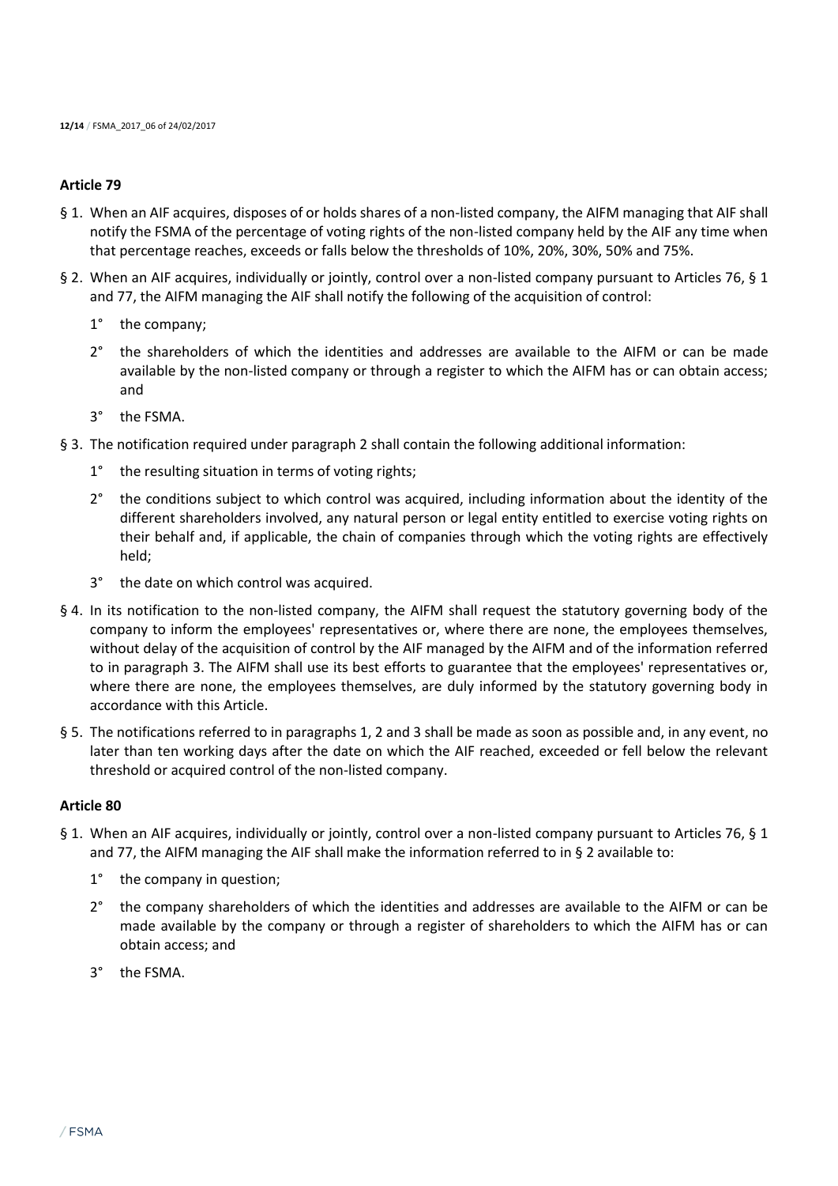### Article 79

§ 1. When an AIF acquires, disposes of or holds shares of a non-listed company, the AIFM managing that AIF shall notify the FSMA of the percentage of voting rights of the non-listed company held by the AIF any time when that percentage reaches, exceeds or falls below the thresholds of 10%, 20%, 30%, 50% and 75%.

§ 2. When an AIF acquires, individually or jointly, control over a non-listed company pursuant to Articles 76, § 1 and 77, the AIFM managing the AIF shall notify the following of the acquisition of control:

1° the company;

2° the shareholders of which the identities and addresses are available to the AIFM or can be made available by the non-listed company or through a register to which the AIFM has or can obtain access; and

3° the FSMA.

§ 3. The notification required under paragraph 2 shall contain the following additional information:

1° the resulting situation in terms of voting rights;

2° the conditions subject to which control was acquired, including information about the identity of the different shareholders involved, any natural person or legal entity entitled to exercise voting rights on their behalf and, if applicable, the chain of companies through which the voting rights are effectively held;

3° the date on which control was acquired.

§ 4. In its notification to the non-listed company, the AIFM shall request the statutory governing body of the company to inform the employees' representatives or, where there are none, the employees themselves, without delay of the acquisition of control by the AIF managed by the AIFM and of the information referred to in paragraph 3. The AIFM shall use its best efforts to guarantee that the employees' representatives or, where there are none, the employees themselves, are duly informed by the statutory governing body in accordance with this Article.

§ 5. The notifications referred to in paragraphs 1, 2 and 3 shall be made as soon as possible and, in any event, no later than ten working days after the date on which the AIF reached, exceeded or fell below the relevant threshold or acquired control of the non-listed company.

### Article 80

§ 1. When an AIF acquires, individually or jointly, control over a non-listed company pursuant to Articles 76, § 1 and 77, the AIFM managing the AIF shall make the information referred to in § 2 available to:

1° the company in question;

2° the company shareholders of which the identities and addresses are available to the AIFM or can be made available by the company or through a register of shareholders to which the AIFM has or can obtain access; and

3° the FSMA.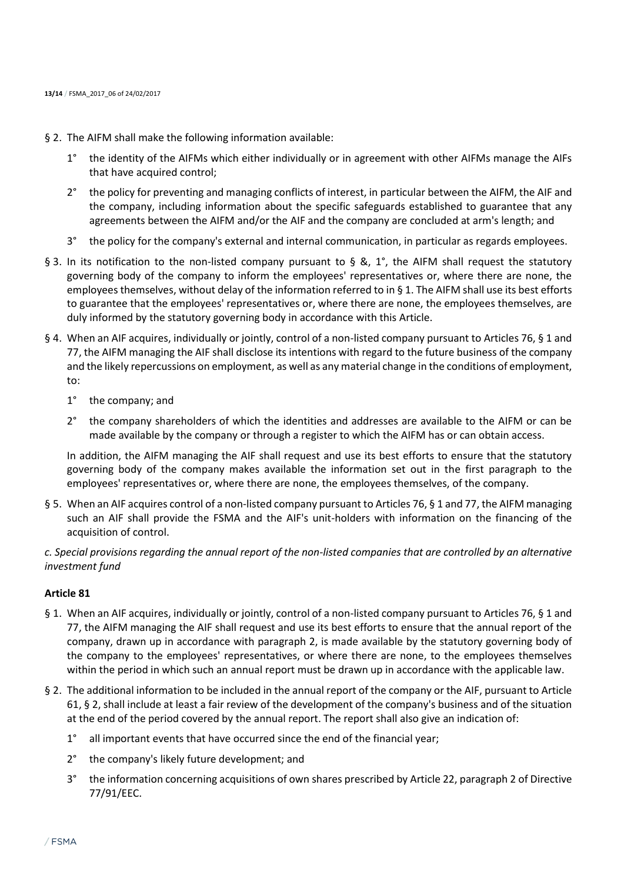§ 2. The AIFM shall make the following information available:

1° the identity of the AIFMs which either individually or in agreement with other AIFMs manage the AIFs that have acquired control;

2° the policy for preventing and managing conflicts of interest, in particular between the AIFM, the AIF and the company, including information about the specific safeguards established to guarantee that any agreements between the AIFM and/or the AIF and the company are concluded at arm's length; and

3° the policy for the company's external and internal communication, in particular as regards employees.

§ 3. In its notification to the non-listed company pursuant to § &, 1°, the AIFM shall request the statutory governing body of the company to inform the employees' representatives or, where there are none, the employees themselves, without delay of the information referred to in § 1. The AIFM shall use its best efforts to guarantee that the employees' representatives or, where there are none, the employees themselves, are duly informed by the statutory governing body in accordance with this Article.

§ 4. When an AIF acquires, individually or jointly, control of a non-listed company pursuant to Articles 76, § 1 and 77, the AIFM managing the AIF shall disclose its intentions with regard to the future business of the company and the likely repercussions on employment, as well as any material change in the conditions of employment, to:

1° the company; and

2° the company shareholders of which the identities and addresses are available to the AIFM or can be made available by the company or through a register to which the AIFM has or can obtain access.

In addition, the AIFM managing the AIF shall request and use its best efforts to ensure that the statutory governing body of the company makes available the information set out in the first paragraph to the employees' representatives or, where there are none, the employees themselves, of the company.

§ 5. When an AIF acquires control of a non-listed company pursuant to Articles 76, § 1 and 77, the AIFM managing such an AIF shall provide the FSMA and the AIF's unit-holders with information on the financing of the acquisition of control.

*c. Special provisions regarding the annual report of the non-listed companies that are controlled by an alternative investment fund*

**Article 81**

§ 1. When an AIF acquires, individually or jointly, control of a non-listed company pursuant to Articles 76, § 1 and 77, the AIFM managing the AIF shall request and use its best efforts to ensure that the annual report of the company, drawn up in accordance with paragraph 2, is made available by the statutory governing body of the company to the employees' representatives, or where there are none, to the employees themselves within the period in which such an annual report must be drawn up in accordance with the applicable law.

§ 2. The additional information to be included in the annual report of the company or the AIF, pursuant to Article 61, § 2, shall include at least a fair review of the development of the company's business and of the situation at the end of the period covered by the annual report. The report shall also give an indication of:

1° all important events that have occurred since the end of the financial year;

2° the company's likely future development; and

3° the information concerning acquisitions of own shares prescribed by Article 22, paragraph 2 of Directive 77/91/EEC.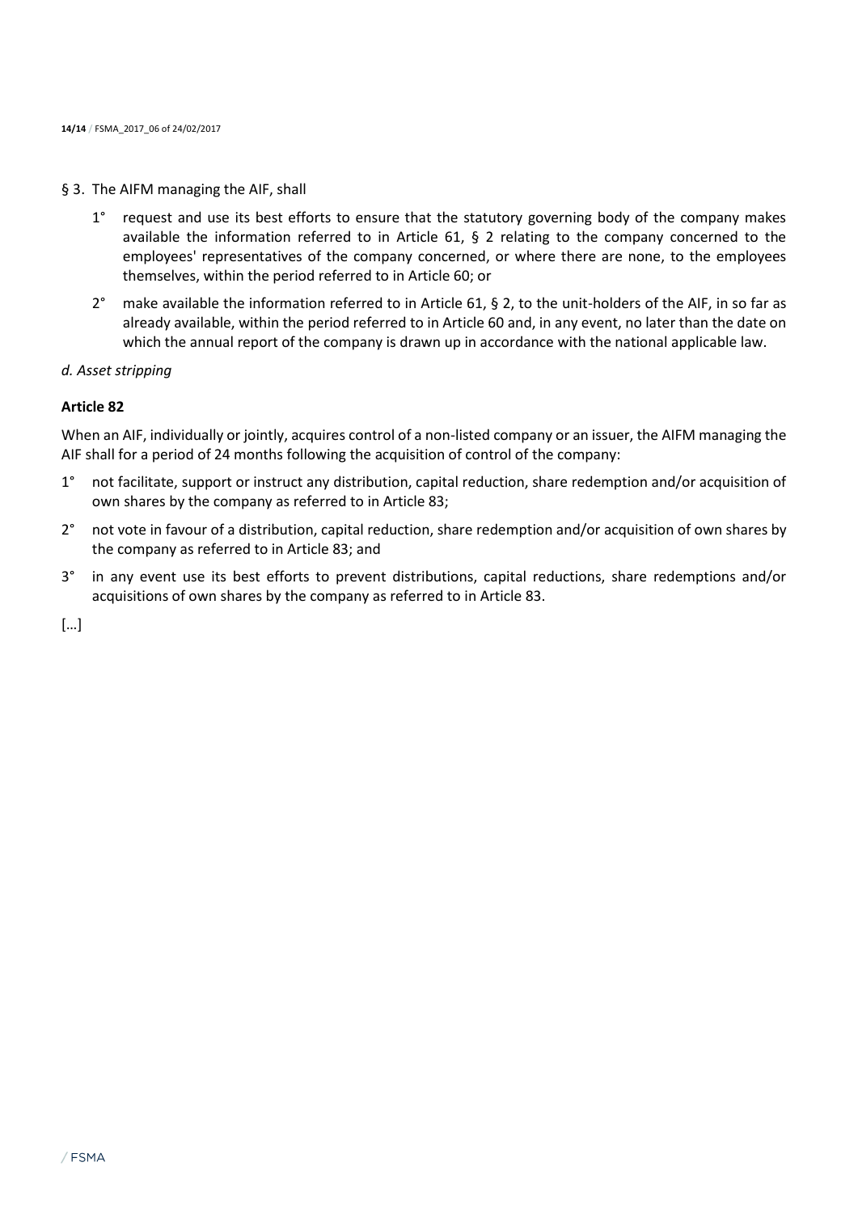§ 3. The AIFM managing the AIF, shall

1° request and use its best efforts to ensure that the statutory governing body of the company makes available the information referred to in Article 61, § 2 relating to the company concerned to the employees' representatives of the company concerned, or where there are none, to the employees themselves, within the period referred to in Article 60; or

2° make available the information referred to in Article 61, § 2, to the unit-holders of the AIF, in so far as already available, within the period referred to in Article 60 and, in any event, no later than the date on which the annual report of the company is drawn up in accordance with the national applicable law.

*d. Asset stripping*

**Article 82**

When an AIF, individually or jointly, acquires control of a non-listed company or an issuer, the AIFM managing the AIF shall for a period of 24 months following the acquisition of control of the company:

1° not facilitate, support or instruct any distribution, capital reduction, share redemption and/or acquisition of own shares by the company as referred to in Article 83;

2° not vote in favour of a distribution, capital reduction, share redemption and/or acquisition of own shares by the company as referred to in Article 83; and

3° in any event use its best efforts to prevent distributions, capital reductions, share redemptions and/or acquisitions of own shares by the company as referred to in Article 83.

[…]